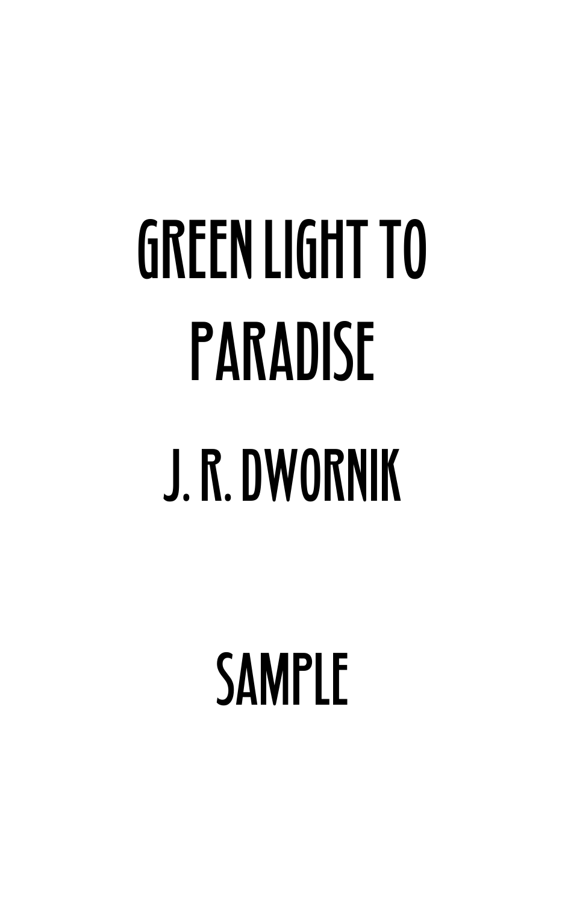# GREEN LIGHT TO PARADISE

## J. R. DWORNIK

## SAMPLE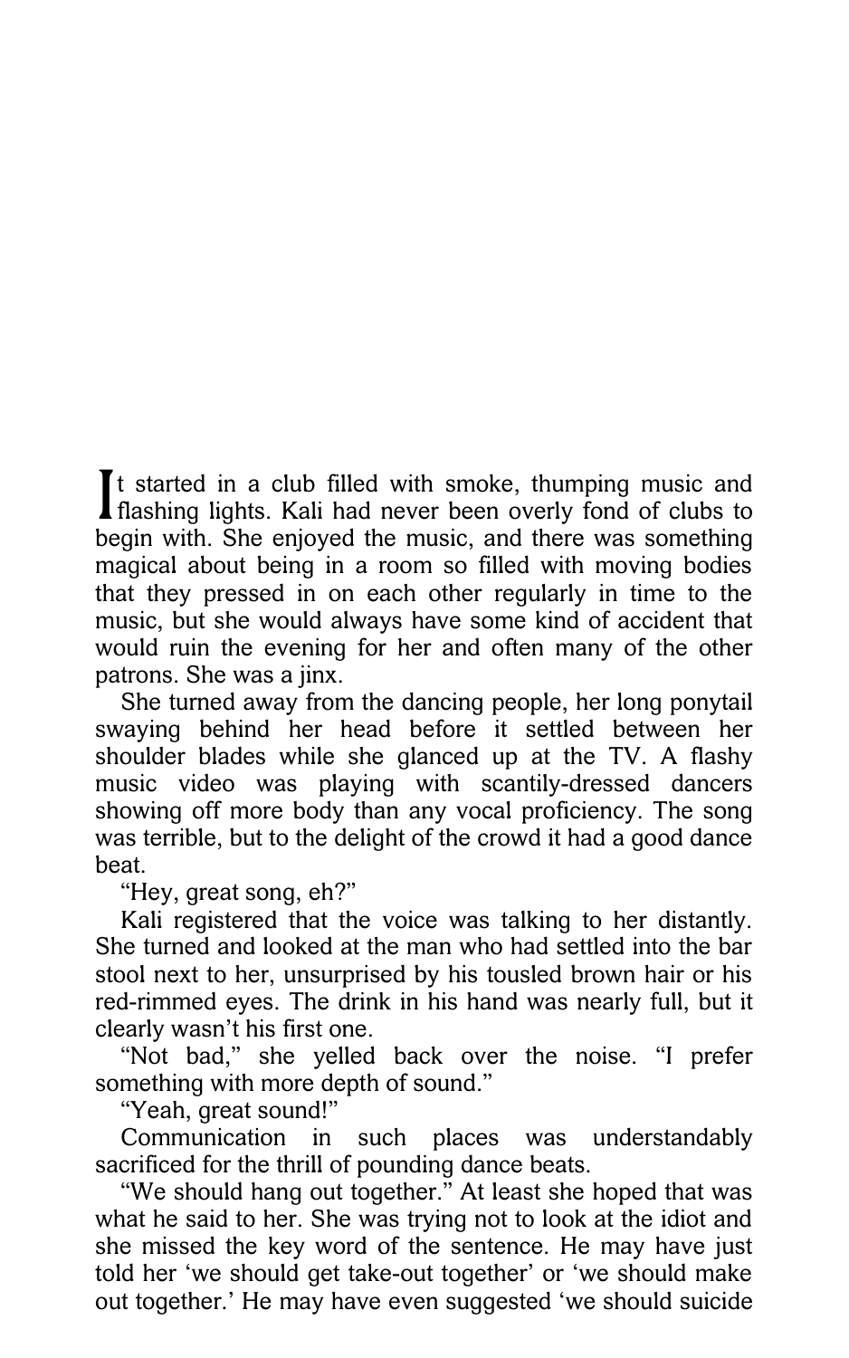It started in a club filled with smoke, thumping music and flashing lights. Kali had never been overly fond of clubs to begin with. She enjoyed the music, and there was something magical about being in a room so filled with moving bodies that they pressed in on each other regularly in time to the music, but she would always have some kind of accident that would ruin the evening for her and often many of the other patrons. She was a jinx.

She turned away from the dancing people, her long ponytail swaying behind her head before it settled between her shoulder blades while she glanced up at the TV. A flashy music video was playing with scantily-dressed dancers showing off more body than any vocal proficiency. The song was terrible, but to the delight of the crowd it had a good dance beat.

"Hey, great song, eh?"

Kali registered that the voice was talking to her distantly. She turned and looked at the man who had settled into the bar stool next to her, unsurprised by his tousled brown hair or his red-rimmed eyes. The drink in his hand was nearly full, but it clearly wasn't his first one.

"Not bad," she yelled back over the noise. "I prefer something with more depth of sound."

"Yeah, great sound!"

Communication in such places was understandably sacrificed for the thrill of pounding dance beats.

"We should hang out together." At least she hoped that was what he said to her. She was trying not to look at the idiot and she missed the key word of the sentence. He may have just told her 'we should get take-out together' or 'we should make out together.' He may have even suggested 'we should suicide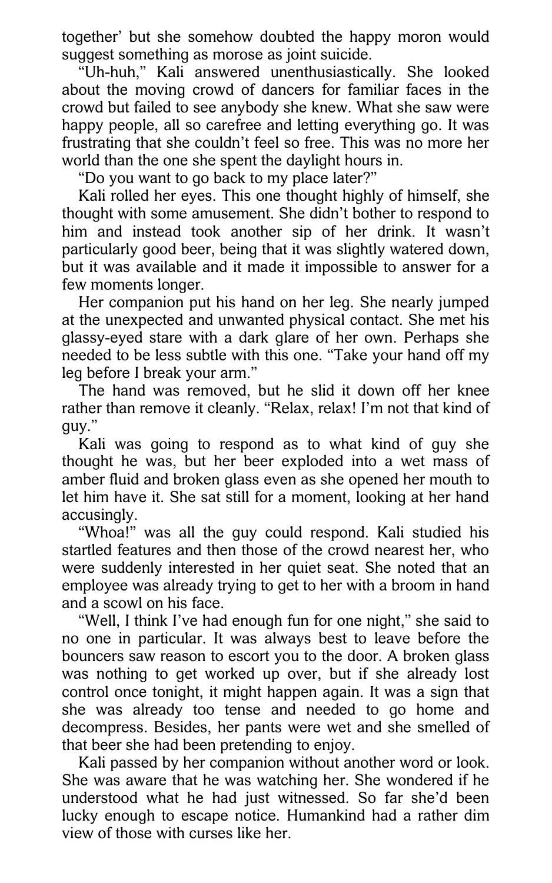together' but she somehow doubted the happy moron would suggest something as morose as joint suicide.

"Uh-huh," Kali answered unenthusiastically. She looked about the moving crowd of dancers for familiar faces in the crowd but failed to see anybody she knew. What she saw were happy people, all so carefree and letting everything go. It was frustrating that she couldn't feel so free. This was no more her world than the one she spent the daylight hours in.

"Do you want to go back to my place later?"

Kali rolled her eyes. This one thought highly of himself, she thought with some amusement. She didn't bother to respond to him and instead took another sip of her drink. It wasn't particularly good beer, being that it was slightly watered down, but it was available and it made it impossible to answer for a few moments longer.

Her companion put his hand on her leg. She nearly jumped at the unexpected and unwanted physical contact. She met his glassy-eyed stare with a dark glare of her own. Perhaps she needed to be less subtle with this one. "Take your hand off my leg before I break your arm."

The hand was removed, but he slid it down off her knee rather than remove it cleanly. "Relax, relax! I'm not that kind of guy."

Kali was going to respond as to what kind of guy she thought he was, but her beer exploded into a wet mass of amber fluid and broken glass even as she opened her mouth to let him have it. She sat still for a moment, looking at her hand accusingly.

"Whoa!" was all the guy could respond. Kali studied his startled features and then those of the crowd nearest her, who were suddenly interested in her quiet seat. She noted that an employee was already trying to get to her with a broom in hand and a scowl on his face.

"Well, I think I've had enough fun for one night," she said to no one in particular. It was always best to leave before the bouncers saw reason to escort you to the door. A broken glass was nothing to get worked up over, but if she already lost control once tonight, it might happen again. It was a sign that she was already too tense and needed to go home and decompress. Besides, her pants were wet and she smelled of that beer she had been pretending to enjoy.

Kali passed by her companion without another word or look. She was aware that he was watching her. She wondered if he understood what he had just witnessed. So far she'd been lucky enough to escape notice. Humankind had a rather dim view of those with curses like her.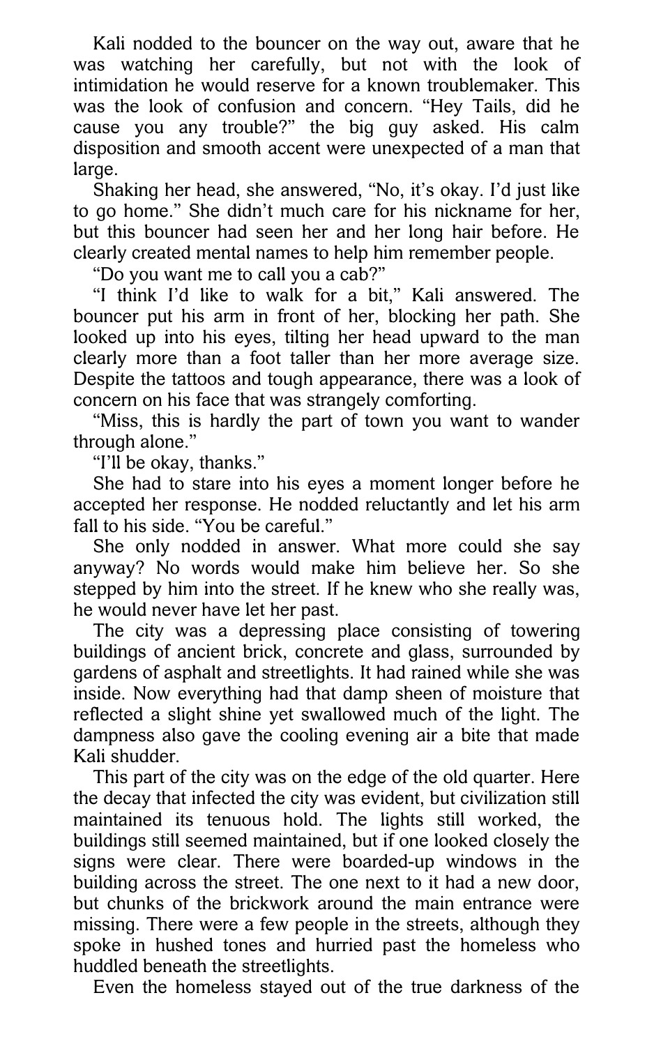Kali nodded to the bouncer on the way out, aware that he was watching her carefully, but not with the look of intimidation he would reserve for a known troublemaker. This was the look of confusion and concern. "Hey Tails, did he cause you any trouble?" the big guy asked. His calm disposition and smooth accent were unexpected of a man that large.

Shaking her head, she answered, "No, it's okay. I'd just like to go home." She didn't much care for his nickname for her, but this bouncer had seen her and her long hair before. He clearly created mental names to help him remember people.

"Do you want me to call you a cab?"

"I think I'd like to walk for a bit," Kali answered. The bouncer put his arm in front of her, blocking her path. She looked up into his eyes, tilting her head upward to the man clearly more than a foot taller than her more average size. Despite the tattoos and tough appearance, there was a look of concern on his face that was strangely comforting.

"Miss, this is hardly the part of town you want to wander through alone."

"I'll be okay, thanks."

She had to stare into his eyes a moment longer before he accepted her response. He nodded reluctantly and let his arm fall to his side. "You be careful."

She only nodded in answer. What more could she say anyway? No words would make him believe her. So she stepped by him into the street. If he knew who she really was, he would never have let her past.

The city was a depressing place consisting of towering buildings of ancient brick, concrete and glass, surrounded by gardens of asphalt and streetlights. It had rained while she was inside. Now everything had that damp sheen of moisture that reflected a slight shine yet swallowed much of the light. The dampness also gave the cooling evening air a bite that made Kali shudder.

This part of the city was on the edge of the old quarter. Here the decay that infected the city was evident, but civilization still maintained its tenuous hold. The lights still worked, the buildings still seemed maintained, but if one looked closely the signs were clear. There were boarded-up windows in the building across the street. The one next to it had a new door, but chunks of the brickwork around the main entrance were missing. There were a few people in the streets, although they spoke in hushed tones and hurried past the homeless who huddled beneath the streetlights.

Even the homeless stayed out of the true darkness of the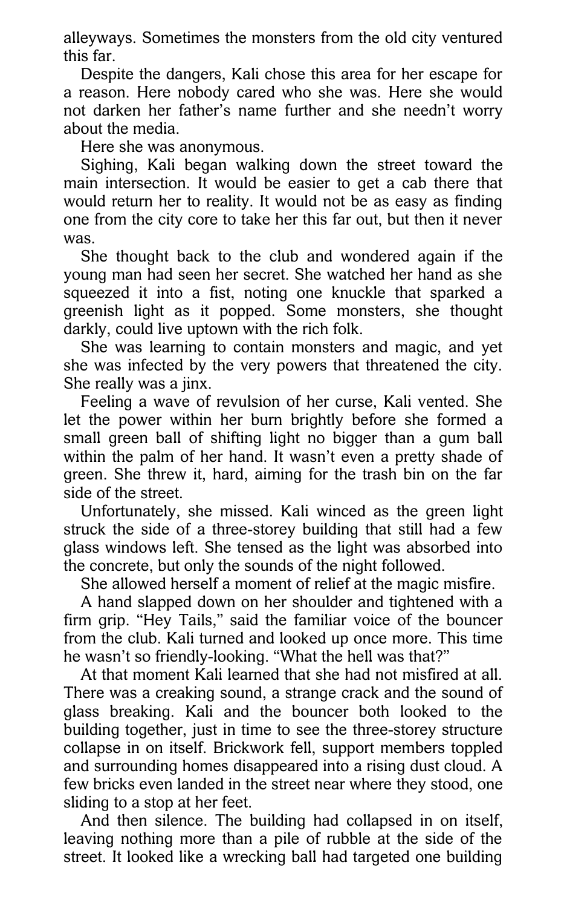alleyways. Sometimes the monsters from the old city ventured this far.

Despite the dangers, Kali chose this area for her escape for a reason. Here nobody cared who she was. Here she would not darken her father's name further and she needn't worry about the media.

Here she was anonymous.

Sighing, Kali began walking down the street toward the main intersection. It would be easier to get a cab there that would return her to reality. It would not be as easy as finding one from the city core to take her this far out, but then it never was.

She thought back to the club and wondered again if the young man had seen her secret. She watched her hand as she squeezed it into a fist, noting one knuckle that sparked a greenish light as it popped. Some monsters, she thought darkly, could live uptown with the rich folk.

She was learning to contain monsters and magic, and yet she was infected by the very powers that threatened the city. She really was a jinx.

Feeling a wave of revulsion of her curse, Kali vented. She let the power within her burn brightly before she formed a small green ball of shifting light no bigger than a gum ball within the palm of her hand. It wasn't even a pretty shade of green. She threw it, hard, aiming for the trash bin on the far side of the street.

Unfortunately, she missed. Kali winced as the green light struck the side of a three-storey building that still had a few glass windows left. She tensed as the light was absorbed into the concrete, but only the sounds of the night followed.

She allowed herself a moment of relief at the magic misfire.

A hand slapped down on her shoulder and tightened with a firm grip. "Hey Tails," said the familiar voice of the bouncer from the club. Kali turned and looked up once more. This time he wasn't so friendly-looking. "What the hell was that?"

At that moment Kali learned that she had not misfired at all. There was a creaking sound, a strange crack and the sound of glass breaking. Kali and the bouncer both looked to the building together, just in time to see the three-storey structure collapse in on itself. Brickwork fell, support members toppled and surrounding homes disappeared into a rising dust cloud. A few bricks even landed in the street near where they stood, one sliding to a stop at her feet.

And then silence. The building had collapsed in on itself, leaving nothing more than a pile of rubble at the side of the street. It looked like a wrecking ball had targeted one building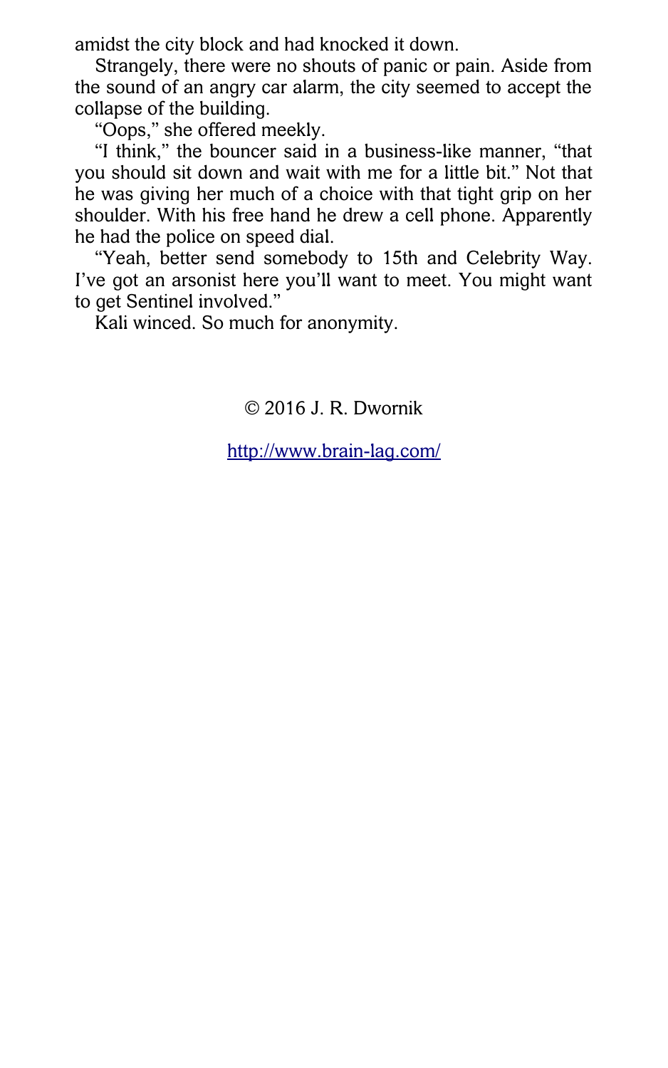amidst the city block and had knocked it down.

Strangely, there were no shouts of panic or pain. Aside from the sound of an angry car alarm, the city seemed to accept the collapse of the building.

"Oops," she offered meekly.

"I think," the bouncer said in a business-like manner, "that you should sit down and wait with me for a little bit." Not that he was giving her much of a choice with that tight grip on her shoulder. With his free hand he drew a cell phone. Apparently he had the police on speed dial.

"Yeah, better send somebody to 15th and Celebrity Way. I've got an arsonist here you'll want to meet. You might want to get Sentinel involved."

Kali winced. So much for anonymity.

© 2016 J. R. Dwornik

http://www.brain-lag.com/